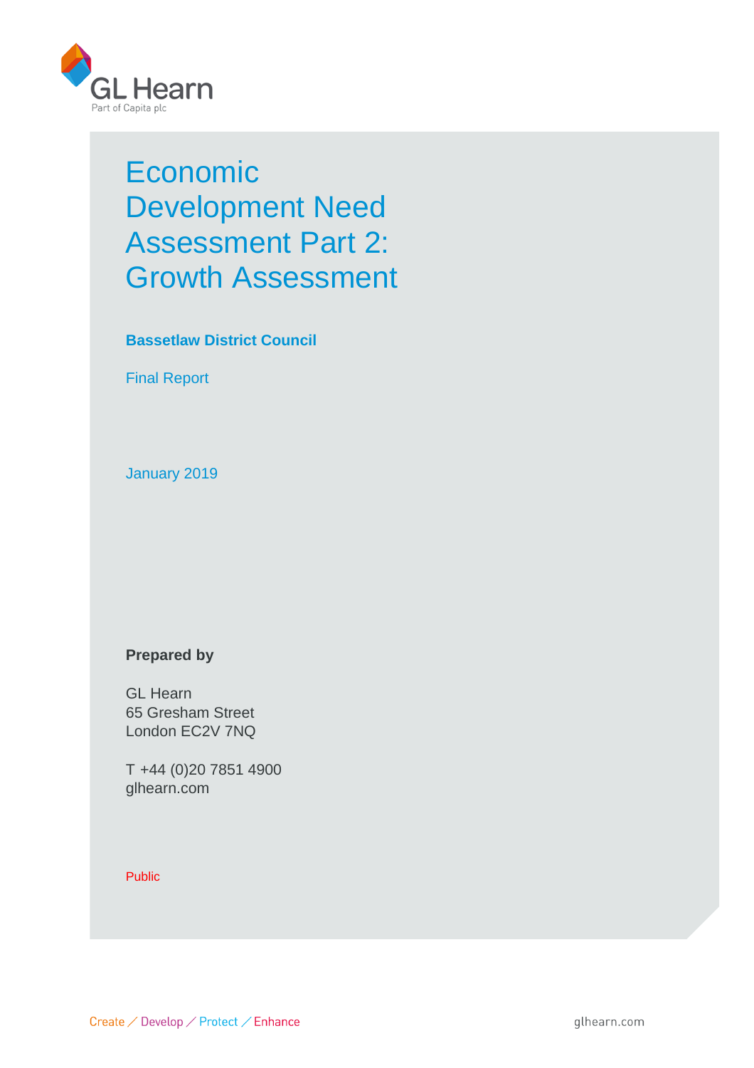# Economic Development Need Assessment Part 2: Growth Assessment

**Bassetlaw District Council**

Final Report

January 2019

**Prepared by**

GL Hearn
65 Gresham Street
London EC2V 7NQ

T +44 (0)20 7851 4900
glhearn.com

Public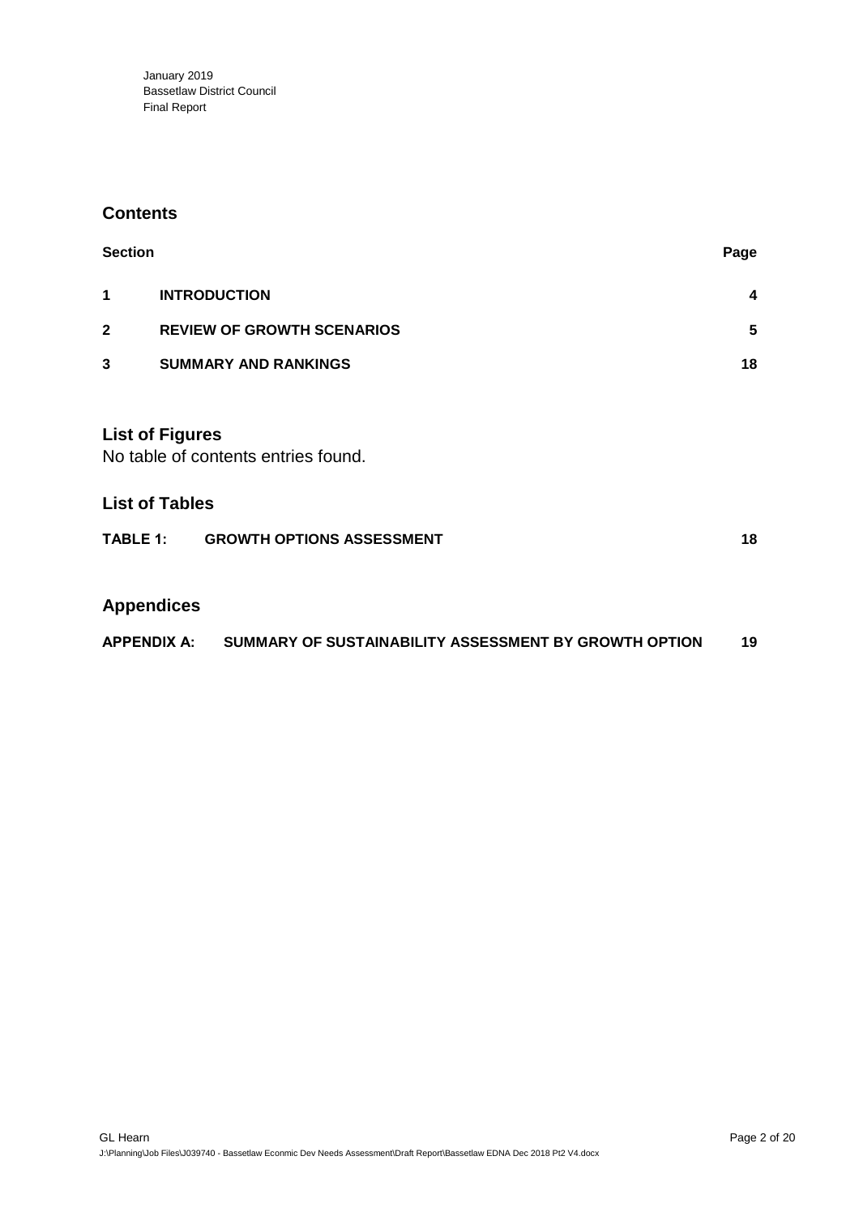## Contents

| Section | | Page |
|---|---|---|
| 1 | INTRODUCTION | 4 |
| 2 | REVIEW OF GROWTH SCENARIOS | 5 |
| 3 | SUMMARY AND RANKINGS | 18 |

## List of Figures

No table of contents entries found.

## List of Tables

| | | |
|---|---|---|
| TABLE 1: | GROWTH OPTIONS ASSESSMENT | 18 |

## Appendices

| | | |
|---|---|---|
| APPENDIX A: | SUMMARY OF SUSTAINABILITY ASSESSMENT BY GROWTH OPTION | 19 |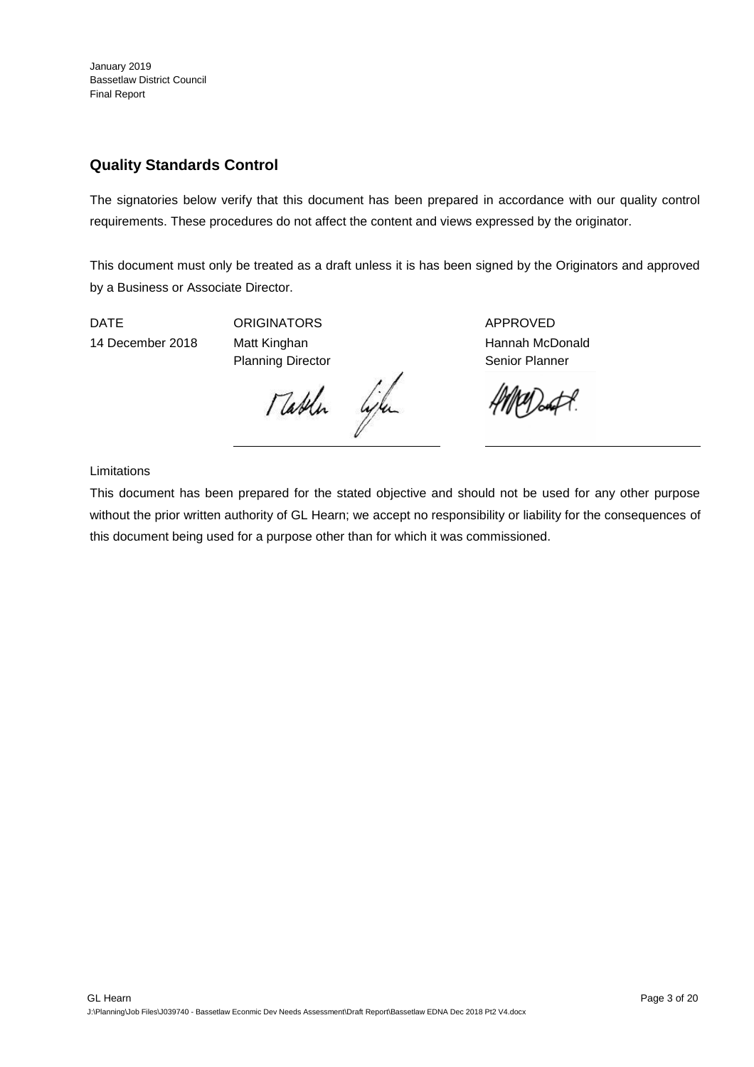January 2019
Bassetlaw District Council
Final Report

## Quality Standards Control

The signatories below verify that this document has been prepared in accordance with our quality control requirements. These procedures do not affect the content and views expressed by the originator.

This document must only be treated as a draft unless it is has been signed by the Originators and approved by a Business or Associate Director.

| DATE | ORIGINATORS | APPROVED |
|---|---|---|
| 14 December 2018 | Matt Kinghan<br>Planning Director | Hannah McDonald<br>Senior Planner |

Limitations

This document has been prepared for the stated objective and should not be used for any other purpose without the prior written authority of GL Hearn; we accept no responsibility or liability for the consequences of this document being used for a purpose other than for which it was commissioned.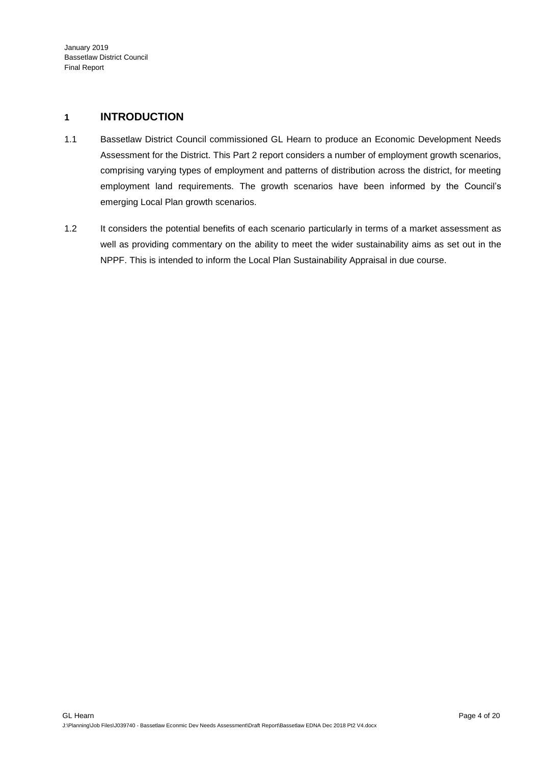# 1 INTRODUCTION

1.1 Bassetlaw District Council commissioned GL Hearn to produce an Economic Development Needs Assessment for the District. This Part 2 report considers a number of employment growth scenarios, comprising varying types of employment and patterns of distribution across the district, for meeting employment land requirements. The growth scenarios have been informed by the Council's emerging Local Plan growth scenarios.

1.2 It considers the potential benefits of each scenario particularly in terms of a market assessment as well as providing commentary on the ability to meet the wider sustainability aims as set out in the NPPF. This is intended to inform the Local Plan Sustainability Appraisal in due course.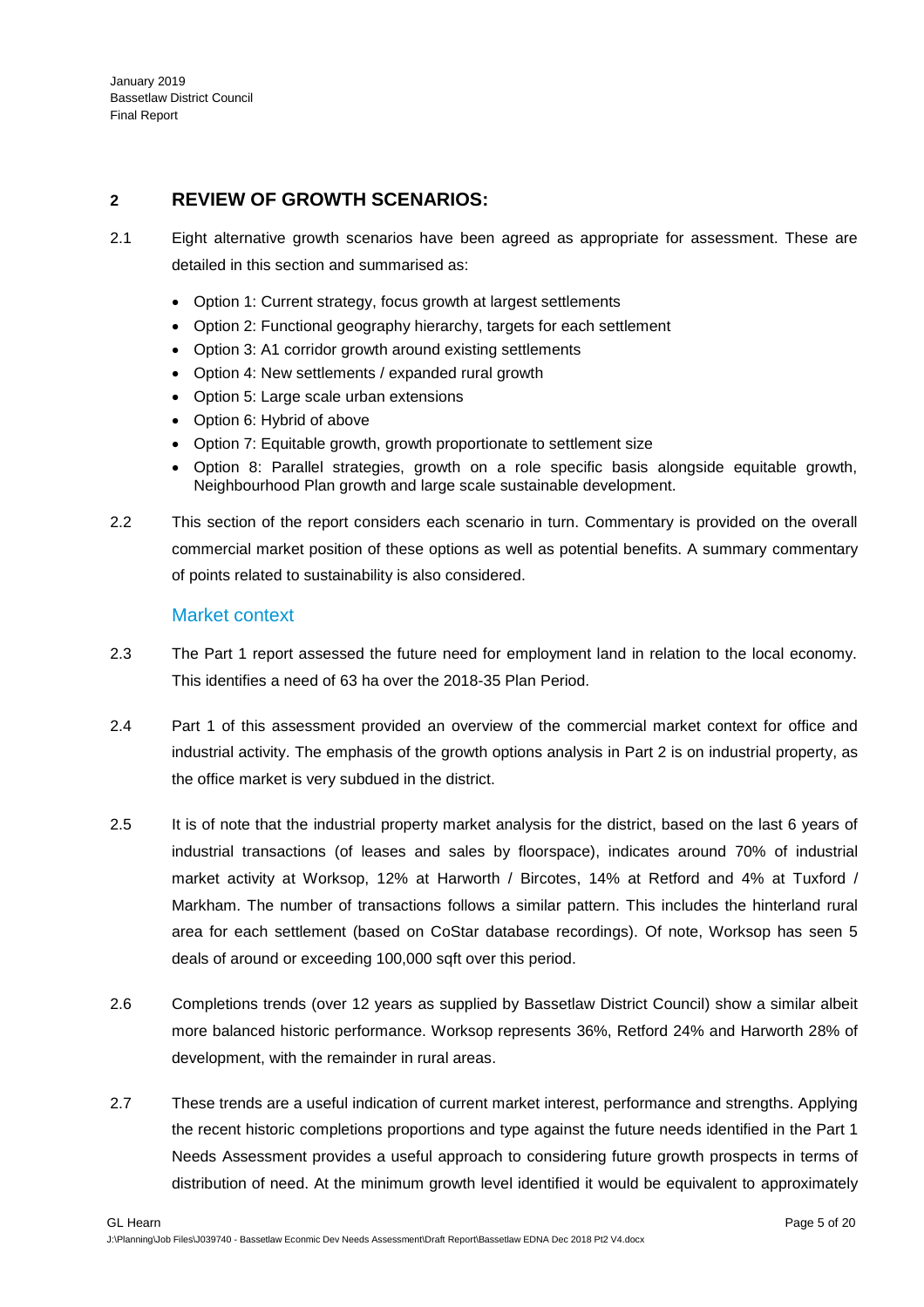## 2 REVIEW OF GROWTH SCENARIOS:

2.1 Eight alternative growth scenarios have been agreed as appropriate for assessment. These are detailed in this section and summarised as:

- Option 1: Current strategy, focus growth at largest settlements
- Option 2: Functional geography hierarchy, targets for each settlement
- Option 3: A1 corridor growth around existing settlements
- Option 4: New settlements / expanded rural growth
- Option 5: Large scale urban extensions
- Option 6: Hybrid of above
- Option 7: Equitable growth, growth proportionate to settlement size
- Option 8: Parallel strategies, growth on a role specific basis alongside equitable growth, Neighbourhood Plan growth and large scale sustainable development.

2.2 This section of the report considers each scenario in turn. Commentary is provided on the overall commercial market position of these options as well as potential benefits. A summary commentary of points related to sustainability is also considered.

### Market context

2.3 The Part 1 report assessed the future need for employment land in relation to the local economy. This identifies a need of 63 ha over the 2018-35 Plan Period.

2.4 Part 1 of this assessment provided an overview of the commercial market context for office and industrial activity. The emphasis of the growth options analysis in Part 2 is on industrial property, as the office market is very subdued in the district.

2.5 It is of note that the industrial property market analysis for the district, based on the last 6 years of industrial transactions (of leases and sales by floorspace), indicates around 70% of industrial market activity at Worksop, 12% at Harworth / Bircotes, 14% at Retford and 4% at Tuxford / Markham. The number of transactions follows a similar pattern. This includes the hinterland rural area for each settlement (based on CoStar database recordings). Of note, Worksop has seen 5 deals of around or exceeding 100,000 sqft over this period.

2.6 Completions trends (over 12 years as supplied by Bassetlaw District Council) show a similar albeit more balanced historic performance. Worksop represents 36%, Retford 24% and Harworth 28% of development, with the remainder in rural areas.

2.7 These trends are a useful indication of current market interest, performance and strengths. Applying the recent historic completions proportions and type against the future needs identified in the Part 1 Needs Assessment provides a useful approach to considering future growth prospects in terms of distribution of need. At the minimum growth level identified it would be equivalent to approximately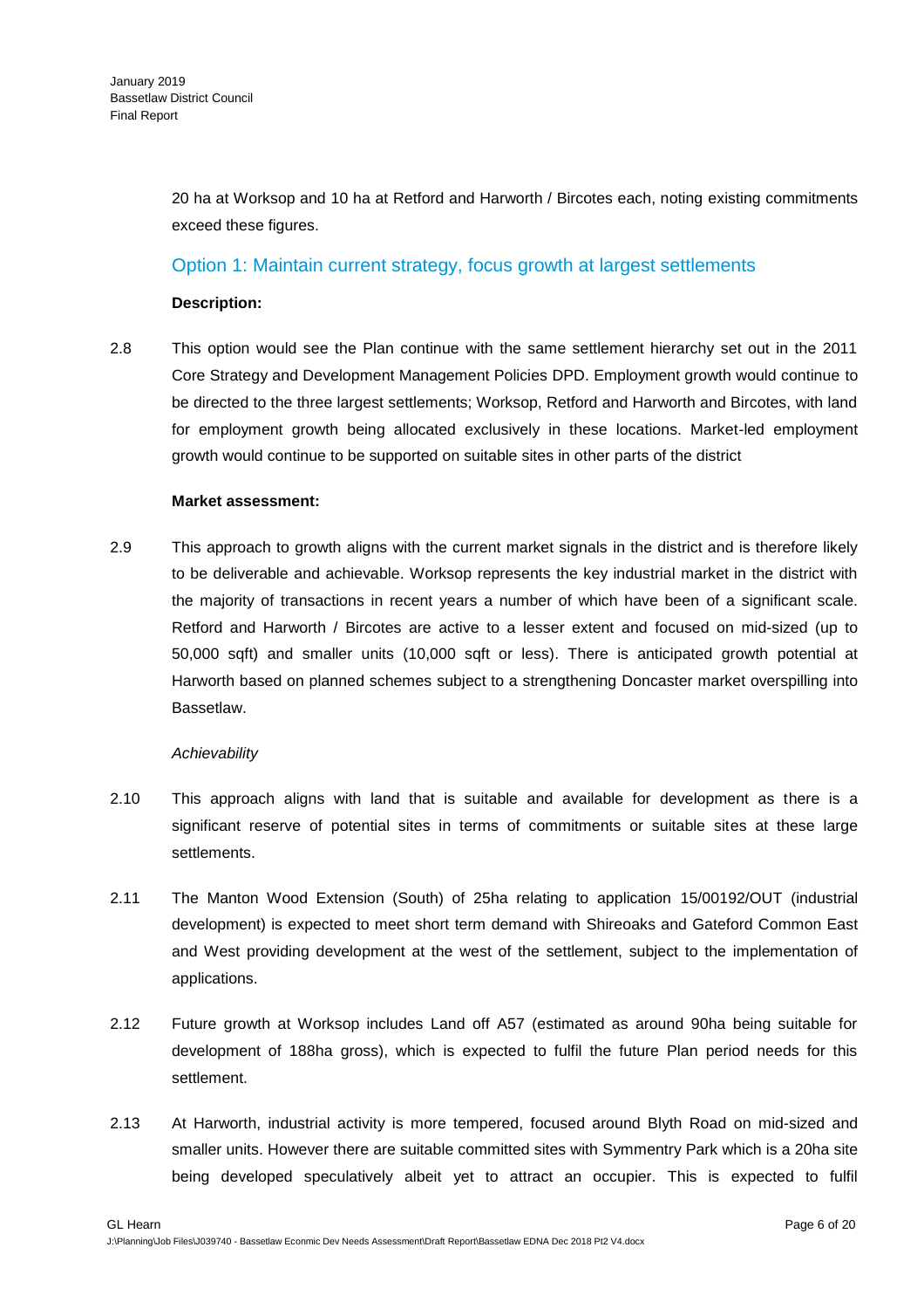20 ha at Worksop and 10 ha at Retford and Harworth / Bircotes each, noting existing commitments exceed these figures.

### Option 1: Maintain current strategy, focus growth at largest settlements

**Description:**

2.8 This option would see the Plan continue with the same settlement hierarchy set out in the 2011 Core Strategy and Development Management Policies DPD. Employment growth would continue to be directed to the three largest settlements; Worksop, Retford and Harworth and Bircotes, with land for employment growth being allocated exclusively in these locations. Market-led employment growth would continue to be supported on suitable sites in other parts of the district

**Market assessment:**

2.9 This approach to growth aligns with the current market signals in the district and is therefore likely to be deliverable and achievable. Worksop represents the key industrial market in the district with the majority of transactions in recent years a number of which have been of a significant scale. Retford and Harworth / Bircotes are active to a lesser extent and focused on mid-sized (up to 50,000 sqft) and smaller units (10,000 sqft or less). There is anticipated growth potential at Harworth based on planned schemes subject to a strengthening Doncaster market overspilling into Bassetlaw.

*Achievability*

2.10 This approach aligns with land that is suitable and available for development as there is a significant reserve of potential sites in terms of commitments or suitable sites at these large settlements.

2.11 The Manton Wood Extension (South) of 25ha relating to application 15/00192/OUT (industrial development) is expected to meet short term demand with Shireoaks and Gateford Common East and West providing development at the west of the settlement, subject to the implementation of applications.

2.12 Future growth at Worksop includes Land off A57 (estimated as around 90ha being suitable for development of 188ha gross), which is expected to fulfil the future Plan period needs for this settlement.

2.13 At Harworth, industrial activity is more tempered, focused around Blyth Road on mid-sized and smaller units. However there are suitable committed sites with Symmentry Park which is a 20ha site being developed speculatively albeit yet to attract an occupier. This is expected to fulfil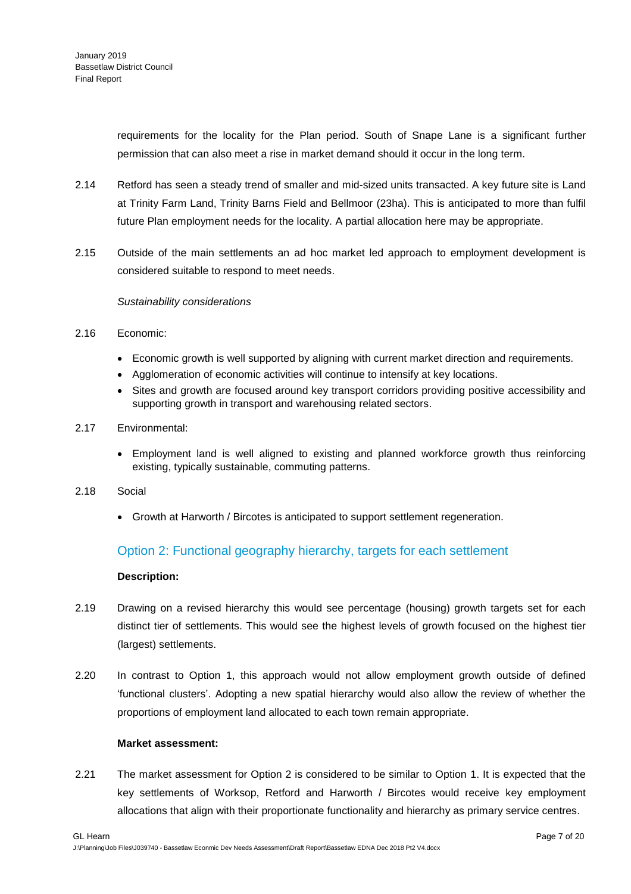requirements for the locality for the Plan period. South of Snape Lane is a significant further permission that can also meet a rise in market demand should it occur in the long term.

2.14 Retford has seen a steady trend of smaller and mid-sized units transacted. A key future site is Land at Trinity Farm Land, Trinity Barns Field and Bellmoor (23ha). This is anticipated to more than fulfil future Plan employment needs for the locality. A partial allocation here may be appropriate.

2.15 Outside of the main settlements an ad hoc market led approach to employment development is considered suitable to respond to meet needs.

*Sustainability considerations*

2.16 Economic:

- Economic growth is well supported by aligning with current market direction and requirements.
- Agglomeration of economic activities will continue to intensify at key locations.
- Sites and growth are focused around key transport corridors providing positive accessibility and supporting growth in transport and warehousing related sectors.

2.17 Environmental:

- Employment land is well aligned to existing and planned workforce growth thus reinforcing existing, typically sustainable, commuting patterns.

2.18 Social

- Growth at Harworth / Bircotes is anticipated to support settlement regeneration.

## Option 2: Functional geography hierarchy, targets for each settlement

**Description:**

2.19 Drawing on a revised hierarchy this would see percentage (housing) growth targets set for each distinct tier of settlements. This would see the highest levels of growth focused on the highest tier (largest) settlements.

2.20 In contrast to Option 1, this approach would not allow employment growth outside of defined 'functional clusters'. Adopting a new spatial hierarchy would also allow the review of whether the proportions of employment land allocated to each town remain appropriate.

**Market assessment:**

2.21 The market assessment for Option 2 is considered to be similar to Option 1. It is expected that the key settlements of Worksop, Retford and Harworth / Bircotes would receive key employment allocations that align with their proportionate functionality and hierarchy as primary service centres.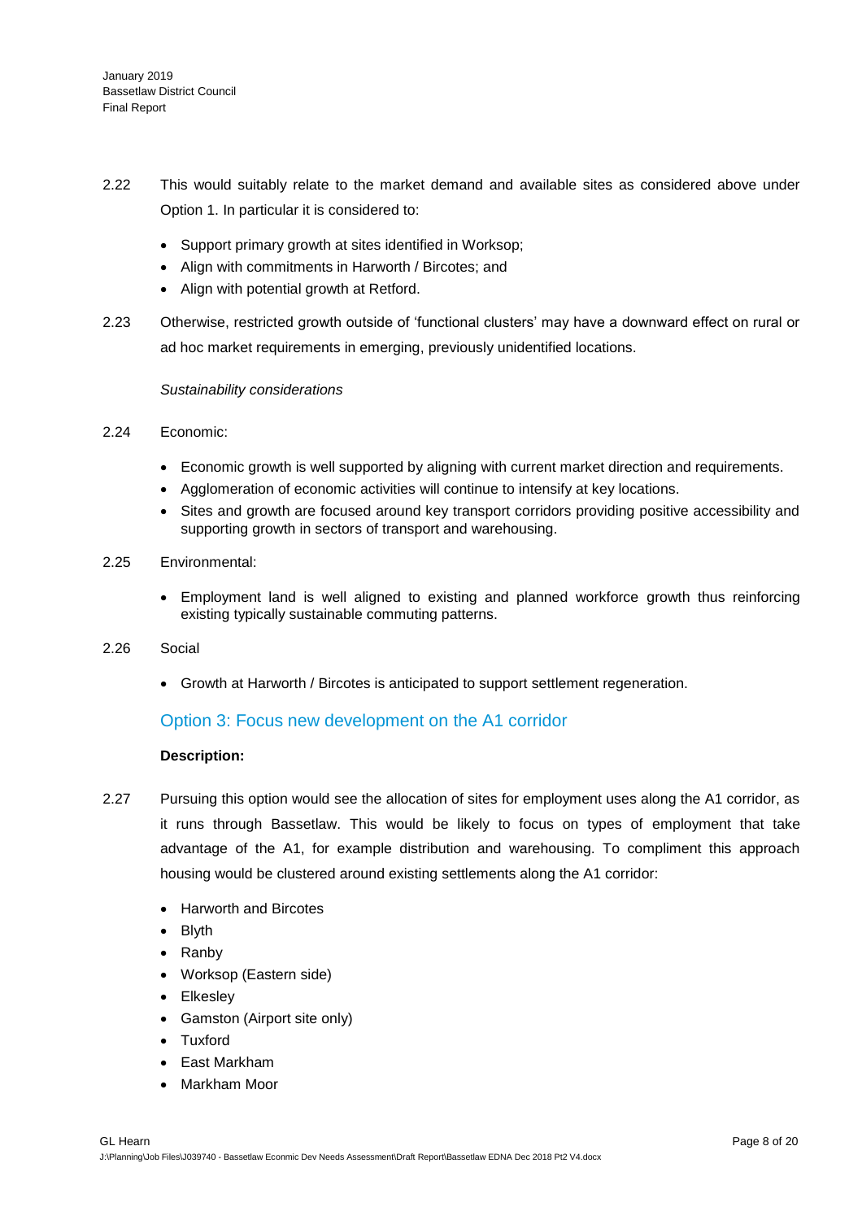2.22 This would suitably relate to the market demand and available sites as considered above under Option 1. In particular it is considered to:

- Support primary growth at sites identified in Worksop;
- Align with commitments in Harworth / Bircotes; and
- Align with potential growth at Retford.

2.23 Otherwise, restricted growth outside of 'functional clusters' may have a downward effect on rural or ad hoc market requirements in emerging, previously unidentified locations.

*Sustainability considerations*

2.24 Economic:

- Economic growth is well supported by aligning with current market direction and requirements.
- Agglomeration of economic activities will continue to intensify at key locations.
- Sites and growth are focused around key transport corridors providing positive accessibility and supporting growth in sectors of transport and warehousing.

2.25 Environmental:

- Employment land is well aligned to existing and planned workforce growth thus reinforcing existing typically sustainable commuting patterns.

2.26 Social

- Growth at Harworth / Bircotes is anticipated to support settlement regeneration.

### Option 3: Focus new development on the A1 corridor

**Description:**

2.27 Pursuing this option would see the allocation of sites for employment uses along the A1 corridor, as it runs through Bassetlaw. This would be likely to focus on types of employment that take advantage of the A1, for example distribution and warehousing. To compliment this approach housing would be clustered around existing settlements along the A1 corridor:

- Harworth and Bircotes
- Blyth
- Ranby
- Worksop (Eastern side)
- Elkesley
- Gamston (Airport site only)
- Tuxford
- East Markham
- Markham Moor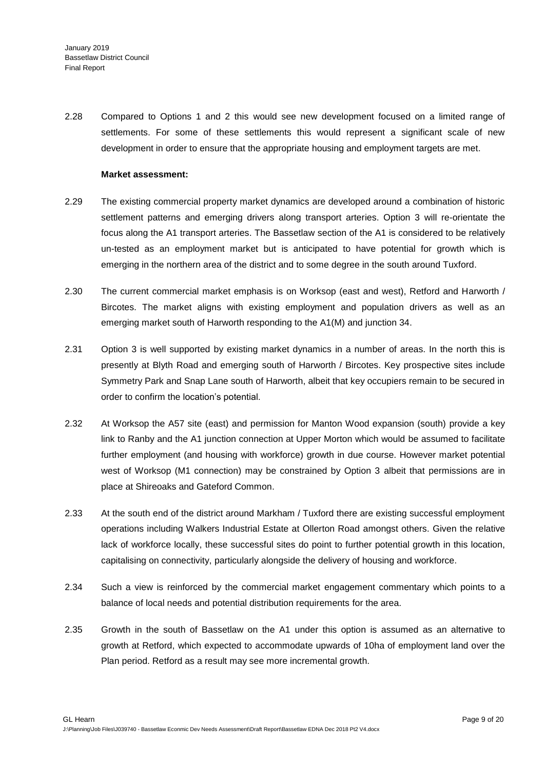2.28 Compared to Options 1 and 2 this would see new development focused on a limited range of settlements. For some of these settlements this would represent a significant scale of new development in order to ensure that the appropriate housing and employment targets are met.

**Market assessment:**

2.29 The existing commercial property market dynamics are developed around a combination of historic settlement patterns and emerging drivers along transport arteries. Option 3 will re-orientate the focus along the A1 transport arteries. The Bassetlaw section of the A1 is considered to be relatively un-tested as an employment market but is anticipated to have potential for growth which is emerging in the northern area of the district and to some degree in the south around Tuxford.

2.30 The current commercial market emphasis is on Worksop (east and west), Retford and Harworth / Bircotes. The market aligns with existing employment and population drivers as well as an emerging market south of Harworth responding to the A1(M) and junction 34.

2.31 Option 3 is well supported by existing market dynamics in a number of areas. In the north this is presently at Blyth Road and emerging south of Harworth / Bircotes. Key prospective sites include Symmetry Park and Snap Lane south of Harworth, albeit that key occupiers remain to be secured in order to confirm the location's potential.

2.32 At Worksop the A57 site (east) and permission for Manton Wood expansion (south) provide a key link to Ranby and the A1 junction connection at Upper Morton which would be assumed to facilitate further employment (and housing with workforce) growth in due course. However market potential west of Worksop (M1 connection) may be constrained by Option 3 albeit that permissions are in place at Shireoaks and Gateford Common.

2.33 At the south end of the district around Markham / Tuxford there are existing successful employment operations including Walkers Industrial Estate at Ollerton Road amongst others. Given the relative lack of workforce locally, these successful sites do point to further potential growth in this location, capitalising on connectivity, particularly alongside the delivery of housing and workforce.

2.34 Such a view is reinforced by the commercial market engagement commentary which points to a balance of local needs and potential distribution requirements for the area.

2.35 Growth in the south of Bassetlaw on the A1 under this option is assumed as an alternative to growth at Retford, which expected to accommodate upwards of 10ha of employment land over the Plan period. Retford as a result may see more incremental growth.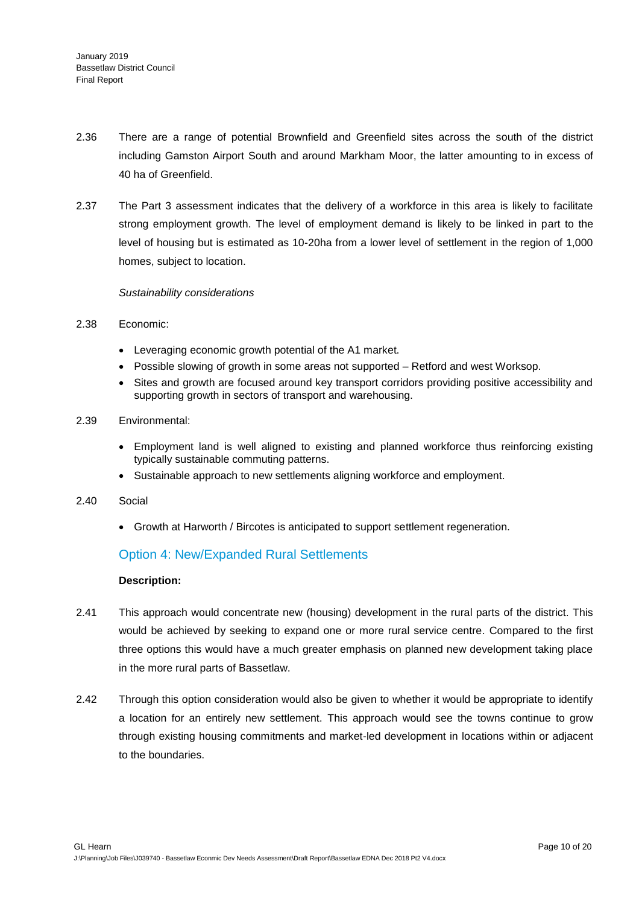2.36 There are a range of potential Brownfield and Greenfield sites across the south of the district including Gamston Airport South and around Markham Moor, the latter amounting to in excess of 40 ha of Greenfield.

2.37 The Part 3 assessment indicates that the delivery of a workforce in this area is likely to facilitate strong employment growth. The level of employment demand is likely to be linked in part to the level of housing but is estimated as 10-20ha from a lower level of settlement in the region of 1,000 homes, subject to location.

*Sustainability considerations*

2.38 Economic:

- Leveraging economic growth potential of the A1 market.
- Possible slowing of growth in some areas not supported – Retford and west Worksop.
- Sites and growth are focused around key transport corridors providing positive accessibility and supporting growth in sectors of transport and warehousing.

2.39 Environmental:

- Employment land is well aligned to existing and planned workforce thus reinforcing existing typically sustainable commuting patterns.
- Sustainable approach to new settlements aligning workforce and employment.

2.40 Social

- Growth at Harworth / Bircotes is anticipated to support settlement regeneration.

## Option 4: New/Expanded Rural Settlements

**Description:**

2.41 This approach would concentrate new (housing) development in the rural parts of the district. This would be achieved by seeking to expand one or more rural service centre. Compared to the first three options this would have a much greater emphasis on planned new development taking place in the more rural parts of Bassetlaw.

2.42 Through this option consideration would also be given to whether it would be appropriate to identify a location for an entirely new settlement. This approach would see the towns continue to grow through existing housing commitments and market-led development in locations within or adjacent to the boundaries.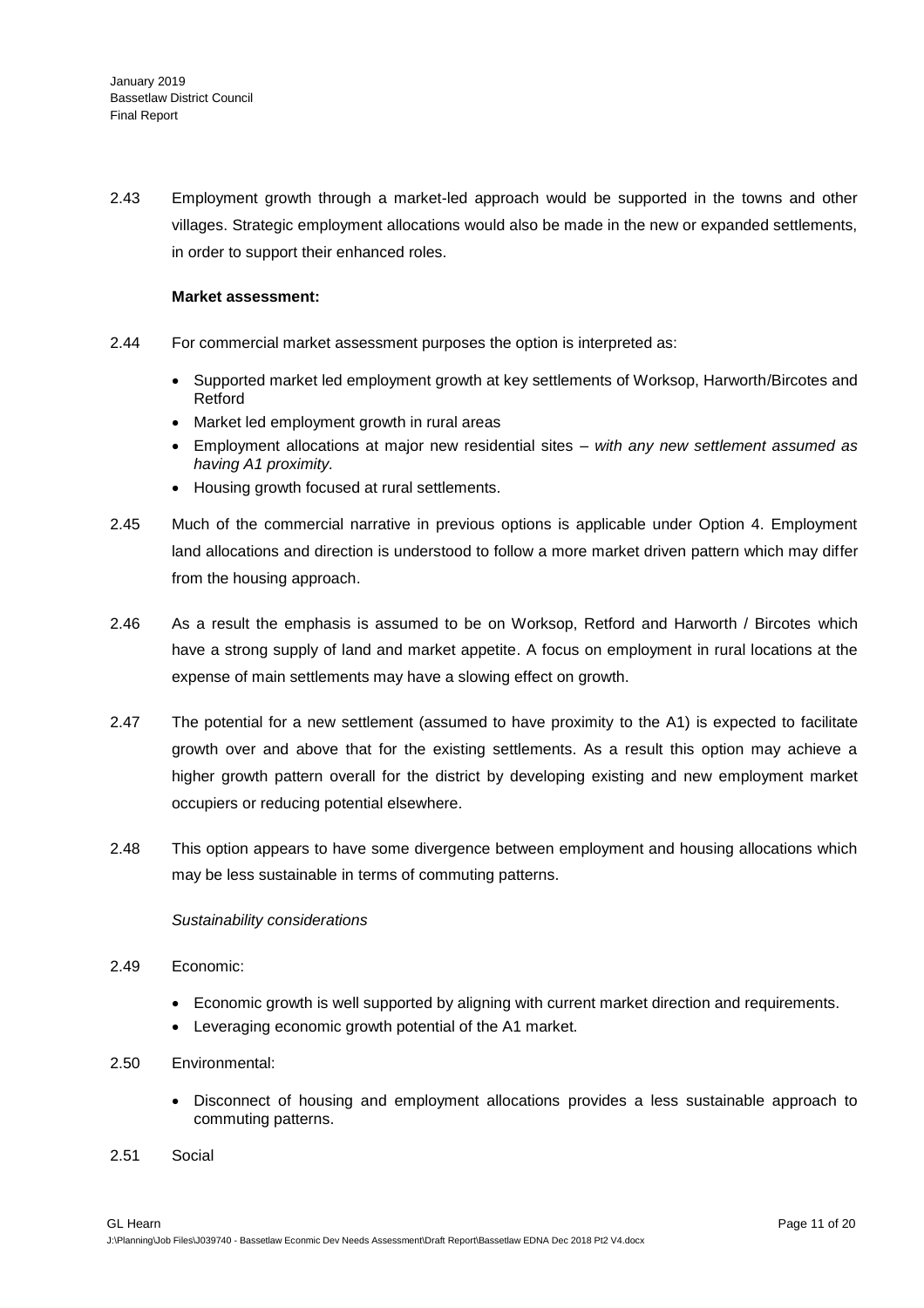2.43 Employment growth through a market-led approach would be supported in the towns and other villages. Strategic employment allocations would also be made in the new or expanded settlements, in order to support their enhanced roles.

**Market assessment:**

2.44 For commercial market assessment purposes the option is interpreted as:

- Supported market led employment growth at key settlements of Worksop, Harworth/Bircotes and Retford
- Market led employment growth in rural areas
- Employment allocations at major new residential sites – *with any new settlement assumed as having A1 proximity.*
- Housing growth focused at rural settlements.

2.45 Much of the commercial narrative in previous options is applicable under Option 4. Employment land allocations and direction is understood to follow a more market driven pattern which may differ from the housing approach.

2.46 As a result the emphasis is assumed to be on Worksop, Retford and Harworth / Bircotes which have a strong supply of land and market appetite. A focus on employment in rural locations at the expense of main settlements may have a slowing effect on growth.

2.47 The potential for a new settlement (assumed to have proximity to the A1) is expected to facilitate growth over and above that for the existing settlements. As a result this option may achieve a higher growth pattern overall for the district by developing existing and new employment market occupiers or reducing potential elsewhere.

2.48 This option appears to have some divergence between employment and housing allocations which may be less sustainable in terms of commuting patterns.

*Sustainability considerations*

2.49 Economic:

- Economic growth is well supported by aligning with current market direction and requirements.
- Leveraging economic growth potential of the A1 market.

2.50 Environmental:

- Disconnect of housing and employment allocations provides a less sustainable approach to commuting patterns.

2.51 Social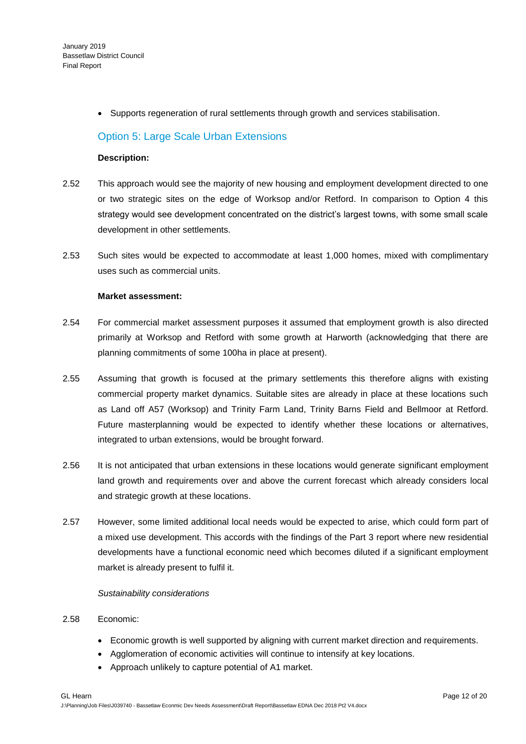- Supports regeneration of rural settlements through growth and services stabilisation.

## Option 5: Large Scale Urban Extensions

**Description:**

2.52 This approach would see the majority of new housing and employment development directed to one or two strategic sites on the edge of Worksop and/or Retford. In comparison to Option 4 this strategy would see development concentrated on the district's largest towns, with some small scale development in other settlements.

2.53 Such sites would be expected to accommodate at least 1,000 homes, mixed with complimentary uses such as commercial units.

**Market assessment:**

2.54 For commercial market assessment purposes it assumed that employment growth is also directed primarily at Worksop and Retford with some growth at Harworth (acknowledging that there are planning commitments of some 100ha in place at present).

2.55 Assuming that growth is focused at the primary settlements this therefore aligns with existing commercial property market dynamics. Suitable sites are already in place at these locations such as Land off A57 (Worksop) and Trinity Farm Land, Trinity Barns Field and Bellmoor at Retford. Future masterplanning would be expected to identify whether these locations or alternatives, integrated to urban extensions, would be brought forward.

2.56 It is not anticipated that urban extensions in these locations would generate significant employment land growth and requirements over and above the current forecast which already considers local and strategic growth at these locations.

2.57 However, some limited additional local needs would be expected to arise, which could form part of a mixed use development. This accords with the findings of the Part 3 report where new residential developments have a functional economic need which becomes diluted if a significant employment market is already present to fulfil it.

*Sustainability considerations*

2.58 Economic:

- Economic growth is well supported by aligning with current market direction and requirements.
- Agglomeration of economic activities will continue to intensify at key locations.
- Approach unlikely to capture potential of A1 market.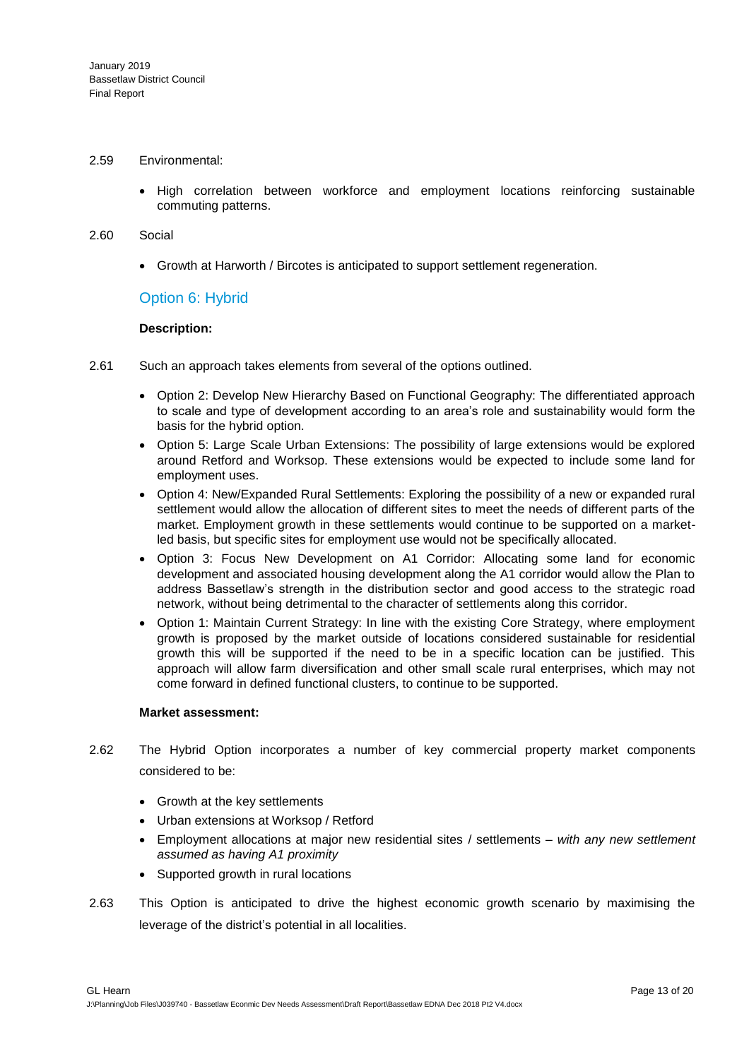2.59 Environmental:

- High correlation between workforce and employment locations reinforcing sustainable commuting patterns.

2.60 Social

- Growth at Harworth / Bircotes is anticipated to support settlement regeneration.

### Option 6: Hybrid

**Description:**

2.61 Such an approach takes elements from several of the options outlined.

- Option 2: Develop New Hierarchy Based on Functional Geography: The differentiated approach to scale and type of development according to an area's role and sustainability would form the basis for the hybrid option.
- Option 5: Large Scale Urban Extensions: The possibility of large extensions would be explored around Retford and Worksop. These extensions would be expected to include some land for employment uses.
- Option 4: New/Expanded Rural Settlements: Exploring the possibility of a new or expanded rural settlement would allow the allocation of different sites to meet the needs of different parts of the market. Employment growth in these settlements would continue to be supported on a market-led basis, but specific sites for employment use would not be specifically allocated.
- Option 3: Focus New Development on A1 Corridor: Allocating some land for economic development and associated housing development along the A1 corridor would allow the Plan to address Bassetlaw's strength in the distribution sector and good access to the strategic road network, without being detrimental to the character of settlements along this corridor.
- Option 1: Maintain Current Strategy: In line with the existing Core Strategy, where employment growth is proposed by the market outside of locations considered sustainable for residential growth this will be supported if the need to be in a specific location can be justified. This approach will allow farm diversification and other small scale rural enterprises, which may not come forward in defined functional clusters, to continue to be supported.

**Market assessment:**

2.62 The Hybrid Option incorporates a number of key commercial property market components considered to be:

- Growth at the key settlements
- Urban extensions at Worksop / Retford
- Employment allocations at major new residential sites / settlements – *with any new settlement assumed as having A1 proximity*
- Supported growth in rural locations

2.63 This Option is anticipated to drive the highest economic growth scenario by maximising the leverage of the district's potential in all localities.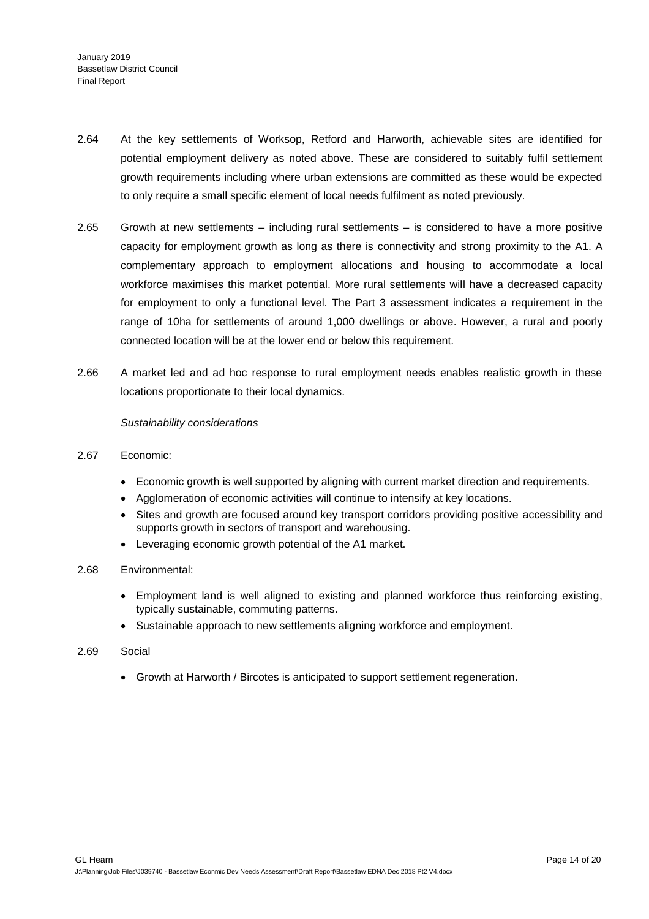2.64 At the key settlements of Worksop, Retford and Harworth, achievable sites are identified for potential employment delivery as noted above. These are considered to suitably fulfil settlement growth requirements including where urban extensions are committed as these would be expected to only require a small specific element of local needs fulfilment as noted previously.

2.65 Growth at new settlements – including rural settlements – is considered to have a more positive capacity for employment growth as long as there is connectivity and strong proximity to the A1. A complementary approach to employment allocations and housing to accommodate a local workforce maximises this market potential. More rural settlements will have a decreased capacity for employment to only a functional level. The Part 3 assessment indicates a requirement in the range of 10ha for settlements of around 1,000 dwellings or above. However, a rural and poorly connected location will be at the lower end or below this requirement.

2.66 A market led and ad hoc response to rural employment needs enables realistic growth in these locations proportionate to their local dynamics.

*Sustainability considerations*

2.67 Economic:

- Economic growth is well supported by aligning with current market direction and requirements.
- Agglomeration of economic activities will continue to intensify at key locations.
- Sites and growth are focused around key transport corridors providing positive accessibility and supports growth in sectors of transport and warehousing.
- Leveraging economic growth potential of the A1 market.

2.68 Environmental:

- Employment land is well aligned to existing and planned workforce thus reinforcing existing, typically sustainable, commuting patterns.
- Sustainable approach to new settlements aligning workforce and employment.

2.69 Social

- Growth at Harworth / Bircotes is anticipated to support settlement regeneration.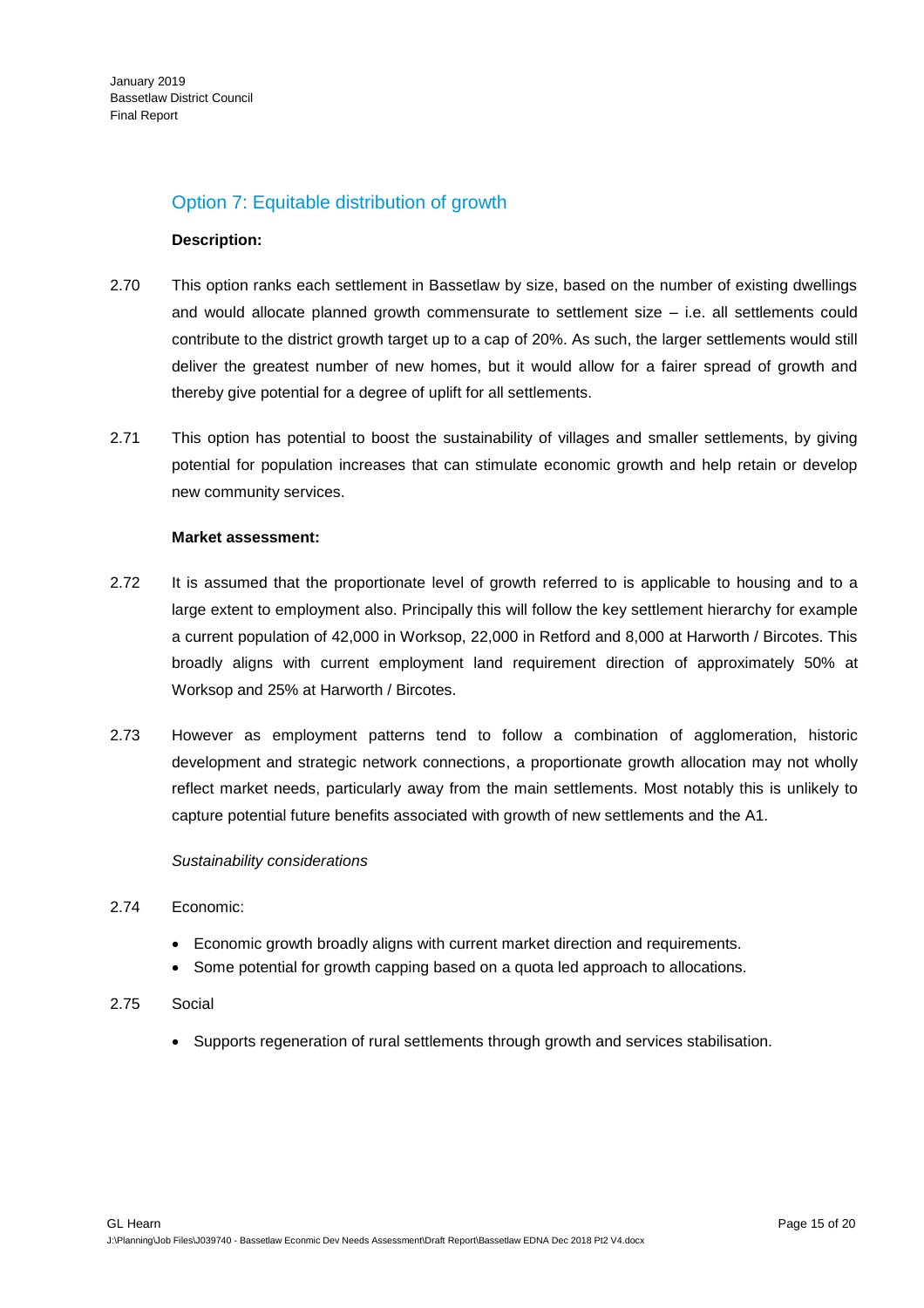### Option 7: Equitable distribution of growth

**Description:**

2.70 This option ranks each settlement in Bassetlaw by size, based on the number of existing dwellings and would allocate planned growth commensurate to settlement size – i.e. all settlements could contribute to the district growth target up to a cap of 20%. As such, the larger settlements would still deliver the greatest number of new homes, but it would allow for a fairer spread of growth and thereby give potential for a degree of uplift for all settlements.

2.71 This option has potential to boost the sustainability of villages and smaller settlements, by giving potential for population increases that can stimulate economic growth and help retain or develop new community services.

**Market assessment:**

2.72 It is assumed that the proportionate level of growth referred to is applicable to housing and to a large extent to employment also. Principally this will follow the key settlement hierarchy for example a current population of 42,000 in Worksop, 22,000 in Retford and 8,000 at Harworth / Bircotes. This broadly aligns with current employment land requirement direction of approximately 50% at Worksop and 25% at Harworth / Bircotes.

2.73 However as employment patterns tend to follow a combination of agglomeration, historic development and strategic network connections, a proportionate growth allocation may not wholly reflect market needs, particularly away from the main settlements. Most notably this is unlikely to capture potential future benefits associated with growth of new settlements and the A1.

*Sustainability considerations*

2.74 Economic:

- Economic growth broadly aligns with current market direction and requirements.
- Some potential for growth capping based on a quota led approach to allocations.

2.75 Social

- Supports regeneration of rural settlements through growth and services stabilisation.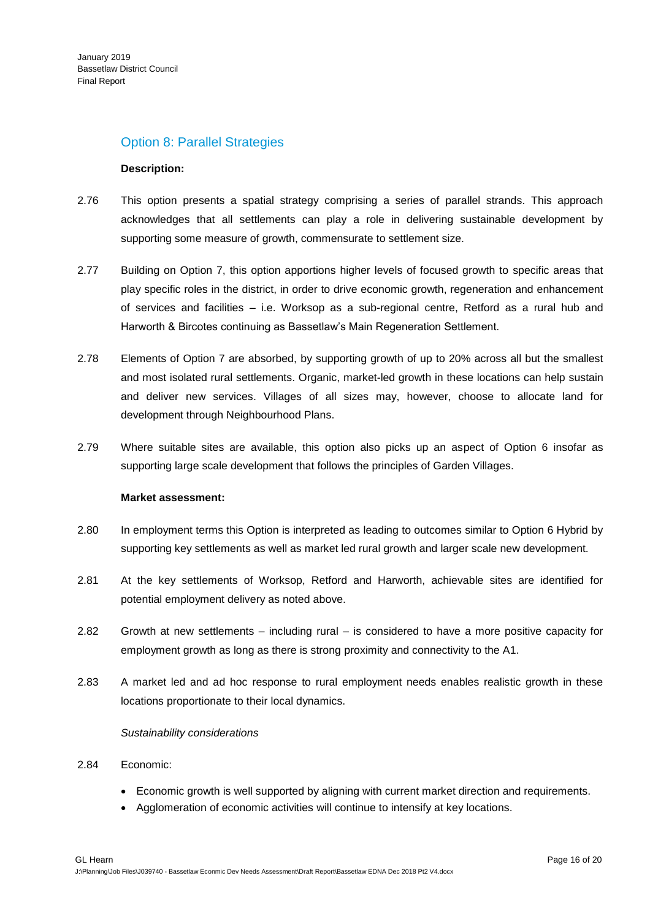## Option 8: Parallel Strategies

**Description:**

2.76 This option presents a spatial strategy comprising a series of parallel strands. This approach acknowledges that all settlements can play a role in delivering sustainable development by supporting some measure of growth, commensurate to settlement size.

2.77 Building on Option 7, this option apportions higher levels of focused growth to specific areas that play specific roles in the district, in order to drive economic growth, regeneration and enhancement of services and facilities – i.e. Worksop as a sub-regional centre, Retford as a rural hub and Harworth & Bircotes continuing as Bassetlaw's Main Regeneration Settlement.

2.78 Elements of Option 7 are absorbed, by supporting growth of up to 20% across all but the smallest and most isolated rural settlements. Organic, market-led growth in these locations can help sustain and deliver new services. Villages of all sizes may, however, choose to allocate land for development through Neighbourhood Plans.

2.79 Where suitable sites are available, this option also picks up an aspect of Option 6 insofar as supporting large scale development that follows the principles of Garden Villages.

**Market assessment:**

2.80 In employment terms this Option is interpreted as leading to outcomes similar to Option 6 Hybrid by supporting key settlements as well as market led rural growth and larger scale new development.

2.81 At the key settlements of Worksop, Retford and Harworth, achievable sites are identified for potential employment delivery as noted above.

2.82 Growth at new settlements – including rural – is considered to have a more positive capacity for employment growth as long as there is strong proximity and connectivity to the A1.

2.83 A market led and ad hoc response to rural employment needs enables realistic growth in these locations proportionate to their local dynamics.

*Sustainability considerations*

2.84 Economic:

- Economic growth is well supported by aligning with current market direction and requirements.
- Agglomeration of economic activities will continue to intensify at key locations.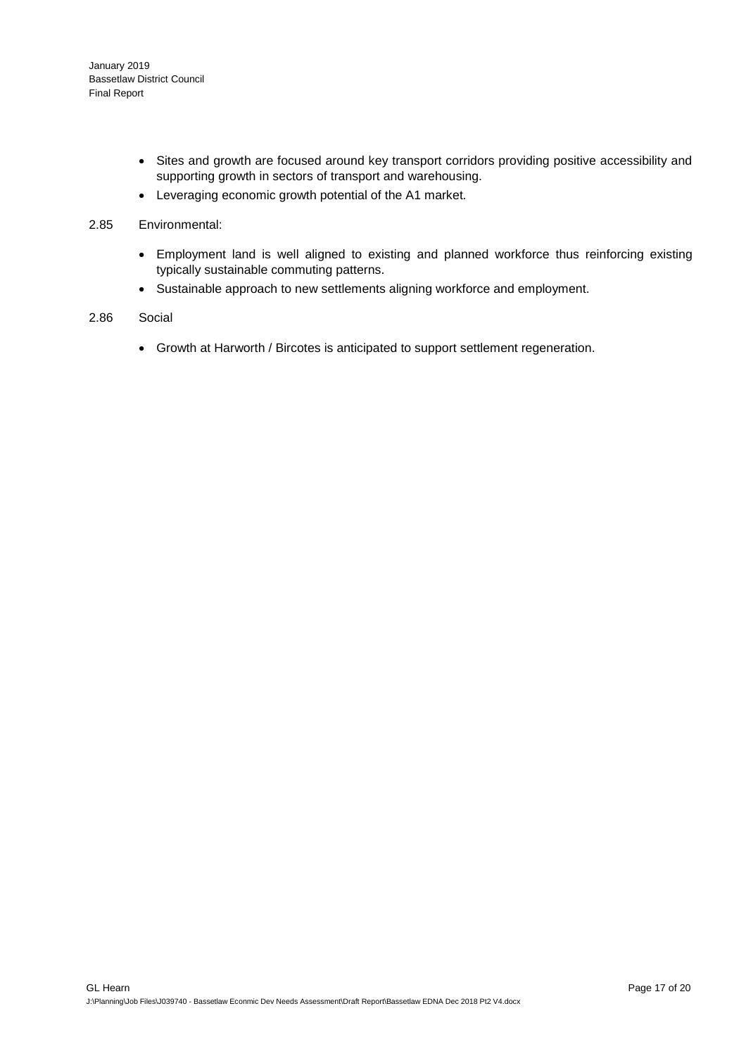- Sites and growth are focused around key transport corridors providing positive accessibility and supporting growth in sectors of transport and warehousing.
- Leveraging economic growth potential of the A1 market.

2.85 Environmental:

- Employment land is well aligned to existing and planned workforce thus reinforcing existing typically sustainable commuting patterns.
- Sustainable approach to new settlements aligning workforce and employment.

2.86 Social

- Growth at Harworth / Bircotes is anticipated to support settlement regeneration.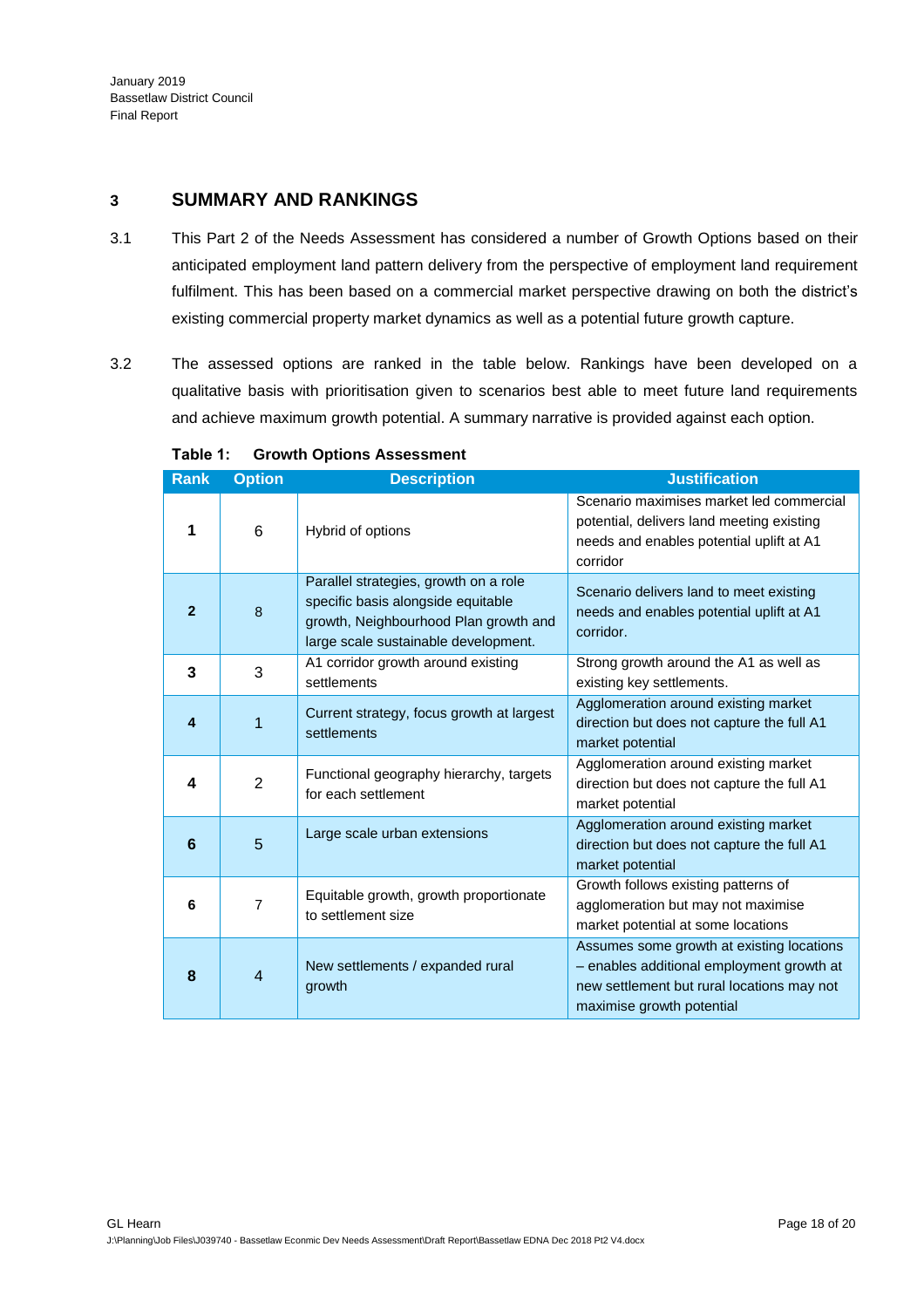## 3 SUMMARY AND RANKINGS

3.1 This Part 2 of the Needs Assessment has considered a number of Growth Options based on their anticipated employment land pattern delivery from the perspective of employment land requirement fulfilment. This has been based on a commercial market perspective drawing on both the district's existing commercial property market dynamics as well as a potential future growth capture.

3.2 The assessed options are ranked in the table below. Rankings have been developed on a qualitative basis with prioritisation given to scenarios best able to meet future land requirements and achieve maximum growth potential. A summary narrative is provided against each option.

**Table 1: Growth Options Assessment**

| Rank | Option | Description | Justification |
|---|---|---|---|
| **1** | 6 | Hybrid of options | Scenario maximises market led commercial potential, delivers land meeting existing needs and enables potential uplift at A1 corridor |
| **2** | 8 | Parallel strategies, growth on a role specific basis alongside equitable growth, Neighbourhood Plan growth and large scale sustainable development. | Scenario delivers land to meet existing needs and enables potential uplift at A1 corridor. |
| **3** | 3 | A1 corridor growth around existing settlements | Strong growth around the A1 as well as existing key settlements. |
| **4** | 1 | Current strategy, focus growth at largest settlements | Agglomeration around existing market direction but does not capture the full A1 market potential |
| **4** | 2 | Functional geography hierarchy, targets for each settlement | Agglomeration around existing market direction but does not capture the full A1 market potential |
| **6** | 5 | Large scale urban extensions | Agglomeration around existing market direction but does not capture the full A1 market potential |
| **6** | 7 | Equitable growth, growth proportionate to settlement size | Growth follows existing patterns of agglomeration but may not maximise market potential at some locations |
| **8** | 4 | New settlements / expanded rural growth | Assumes some growth at existing locations – enables additional employment growth at new settlement but rural locations may not maximise growth potential |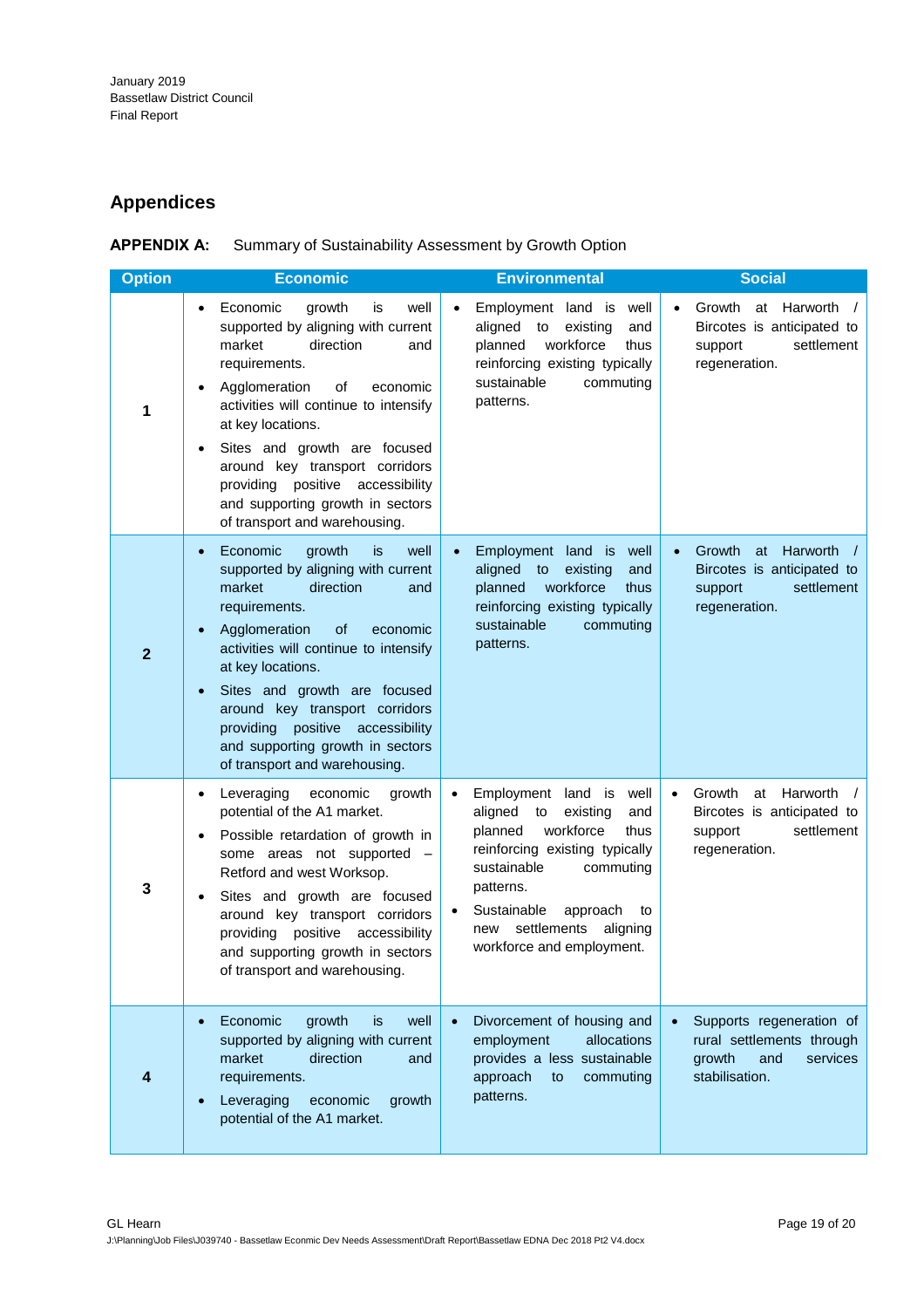## Appendices

**APPENDIX A:** Summary of Sustainability Assessment by Growth Option

| Option | Economic | Environmental | Social |
|---|---|---|---|
| 1 | • Economic growth is well supported by aligning with current market direction and requirements.<br>• Agglomeration of economic activities will continue to intensify at key locations.<br>• Sites and growth are focused around key transport corridors providing positive accessibility and supporting growth in sectors of transport and warehousing. | • Employment land is well aligned to existing and planned workforce thus reinforcing existing typically sustainable commuting patterns. | • Growth at Harworth / Bircotes is anticipated to support settlement regeneration. |
| 2 | • Economic growth is well supported by aligning with current market direction and requirements.<br>• Agglomeration of economic activities will continue to intensify at key locations.<br>• Sites and growth are focused around key transport corridors providing positive accessibility and supporting growth in sectors of transport and warehousing. | • Employment land is well aligned to existing and planned workforce thus reinforcing existing typically sustainable commuting patterns. | • Growth at Harworth / Bircotes is anticipated to support settlement regeneration. |
| 3 | • Leveraging economic growth potential of the A1 market.<br>• Possible retardation of growth in some areas not supported – Retford and west Worksop.<br>• Sites and growth are focused around key transport corridors providing positive accessibility and supporting growth in sectors of transport and warehousing. | • Employment land is well aligned to existing and planned workforce thus reinforcing existing typically sustainable commuting patterns.<br>• Sustainable approach to new settlements aligning workforce and employment. | • Growth at Harworth / Bircotes is anticipated to support settlement regeneration. |
| 4 | • Economic growth is well supported by aligning with current market direction and requirements.<br>• Leveraging economic growth potential of the A1 market. | • Divorcement of housing and employment allocations provides a less sustainable approach to commuting patterns. | • Supports regeneration of rural settlements through growth and services stabilisation. |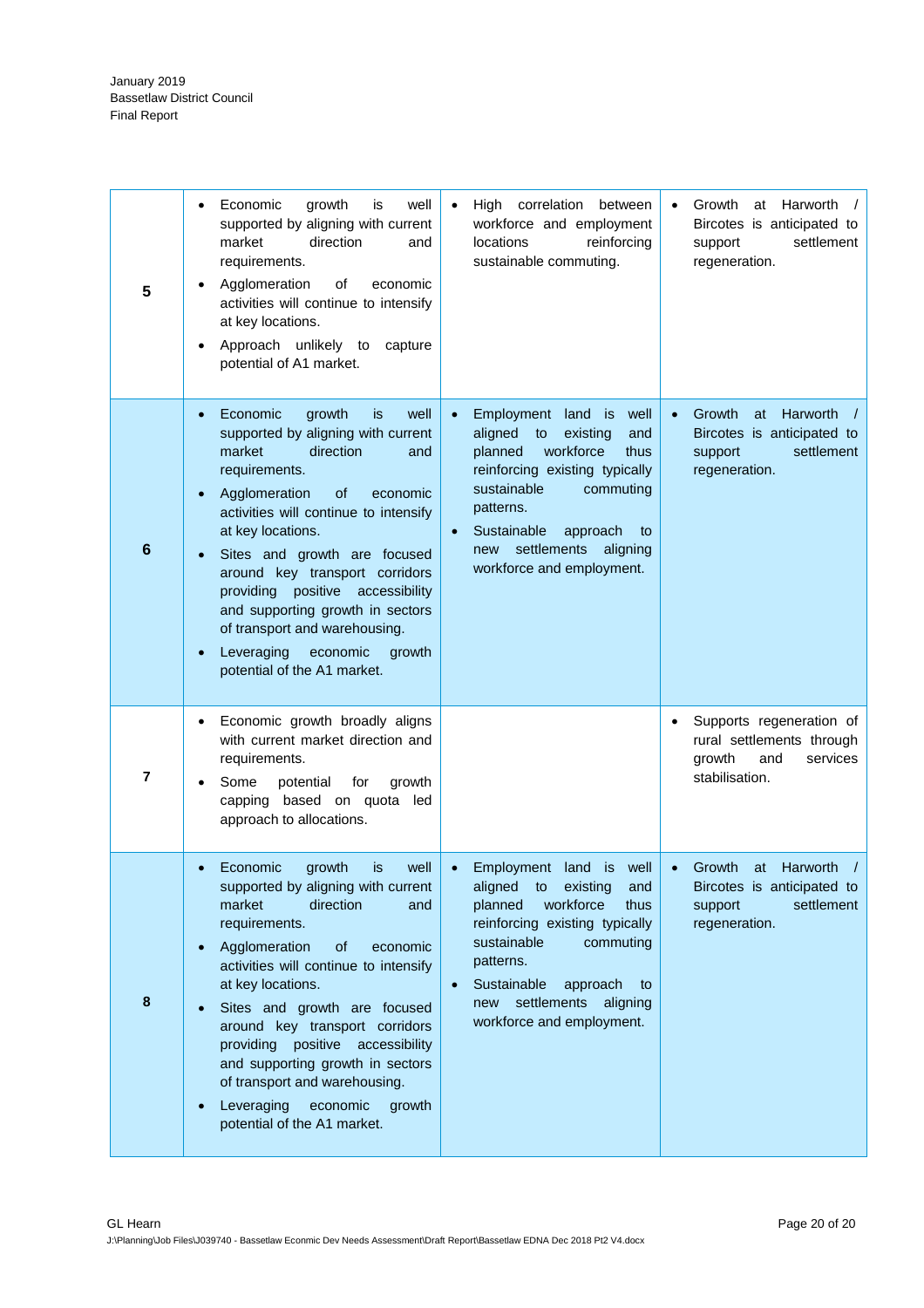| | | | |
|---|---|---|---|
| **5** | • Economic growth is well supported by aligning with current market direction and requirements.<br>• Agglomeration of economic activities will continue to intensify at key locations.<br>• Approach unlikely to capture potential of A1 market. | • High correlation between workforce and employment locations reinforcing sustainable commuting. | • Growth at Harworth / Bircotes is anticipated to support settlement regeneration. |
| **6** | • Economic growth is well supported by aligning with current market direction and requirements.<br>• Agglomeration of economic activities will continue to intensify at key locations.<br>• Sites and growth are focused around key transport corridors providing positive accessibility and supporting growth in sectors of transport and warehousing.<br>• Leveraging economic growth potential of the A1 market. | • Employment land is well aligned to existing and planned workforce thus reinforcing existing typically sustainable commuting patterns.<br>• Sustainable approach to new settlements aligning workforce and employment. | • Growth at Harworth / Bircotes is anticipated to support settlement regeneration. |
| **7** | • Economic growth broadly aligns with current market direction and requirements.<br>• Some potential for growth capping based on quota led approach to allocations. | | • Supports regeneration of rural settlements through growth and services stabilisation. |
| **8** | • Economic growth is well supported by aligning with current market direction and requirements.<br>• Agglomeration of economic activities will continue to intensify at key locations.<br>• Sites and growth are focused around key transport corridors providing positive accessibility and supporting growth in sectors of transport and warehousing.<br>• Leveraging economic growth potential of the A1 market. | • Employment land is well aligned to existing and planned workforce thus reinforcing existing typically sustainable commuting patterns.<br>• Sustainable approach to new settlements aligning workforce and employment. | • Growth at Harworth / Bircotes is anticipated to support settlement regeneration. |